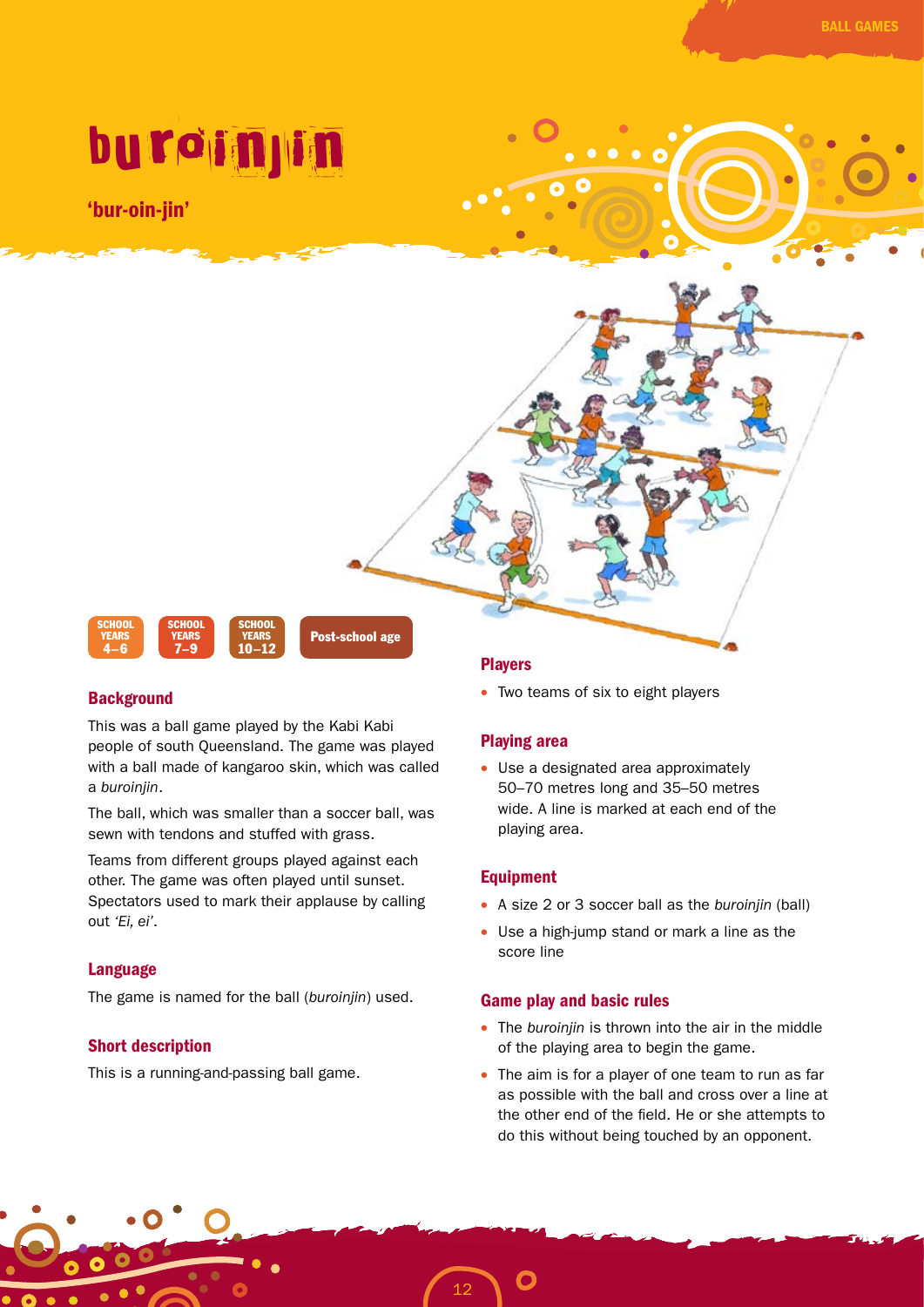# buroinjin

**'bur-oin-jin'**

SCHOOL YEARS 4–6 | SCHOOL YEARS 7–9 | SCHOOL YEARS 10–12 | Post-school age

## Background

This was a ball game played by the Kabi Kabi people of south Queensland. The game was played with a ball made of kangaroo skin, which was called a *buroinjin*.

The ball, which was smaller than a soccer ball, was sewn with tendons and stuffed with grass.

Teams from different groups played against each other. The game was often played until sunset. Spectators used to mark their applause by calling out *'Ei, ei'*.

## Language

The game is named for the ball (*buroinjin*) used.

## Short description

This is a running-and-passing ball game.

## Players

- Two teams of six to eight players

## Playing area

- Use a designated area approximately 50–70 metres long and 35–50 metres wide. A line is marked at each end of the playing area.

## Equipment

- A size 2 or 3 soccer ball as the *buroinjin* (ball)
- Use a high-jump stand or mark a line as the score line

## Game play and basic rules

- The *buroinjin* is thrown into the air in the middle of the playing area to begin the game.
- The aim is for a player of one team to run as far as possible with the ball and cross over a line at the other end of the field. He or she attempts to do this without being touched by an opponent.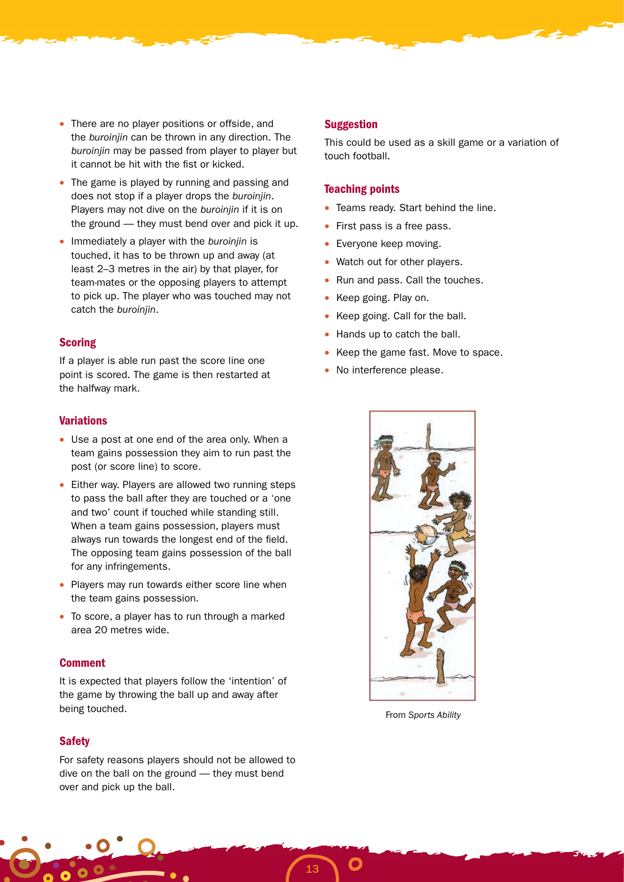- There are no player positions or offside, and the *buroinjin* can be thrown in any direction. The *buroinjin* may be passed from player to player but it cannot be hit with the fist or kicked.
- The game is played by running and passing and does not stop if a player drops the *buroinjin*. Players may not dive on the *buroinjin* if it is on the ground — they must bend over and pick it up.
- Immediately a player with the *buroinjin* is touched, it has to be thrown up and away (at least 2–3 metres in the air) by that player, for team-mates or the opposing players to attempt to pick up. The player who was touched may not catch the *buroinjin*.

## Scoring

If a player is able run past the score line one point is scored. The game is then restarted at the halfway mark.

## Variations

- Use a post at one end of the area only. When a team gains possession they aim to run past the post (or score line) to score.
- Either way. Players are allowed two running steps to pass the ball after they are touched or a 'one and two' count if touched while standing still. When a team gains possession, players must always run towards the longest end of the field. The opposing team gains possession of the ball for any infringements.
- Players may run towards either score line when the team gains possession.
- To score, a player has to run through a marked area 20 metres wide.

## Comment

It is expected that players follow the 'intention' of the game by throwing the ball up and away after being touched.

## Safety

For safety reasons players should not be allowed to dive on the ball on the ground — they must bend over and pick up the ball.

## Suggestion

This could be used as a skill game or a variation of touch football.

## Teaching points

- Teams ready. Start behind the line.
- First pass is a free pass.
- Everyone keep moving.
- Watch out for other players.
- Run and pass. Call the touches.
- Keep going. Play on.
- Keep going. Call for the ball.
- Hands up to catch the ball.
- Keep the game fast. Move to space.
- No interference please.

From *Sports Ability*